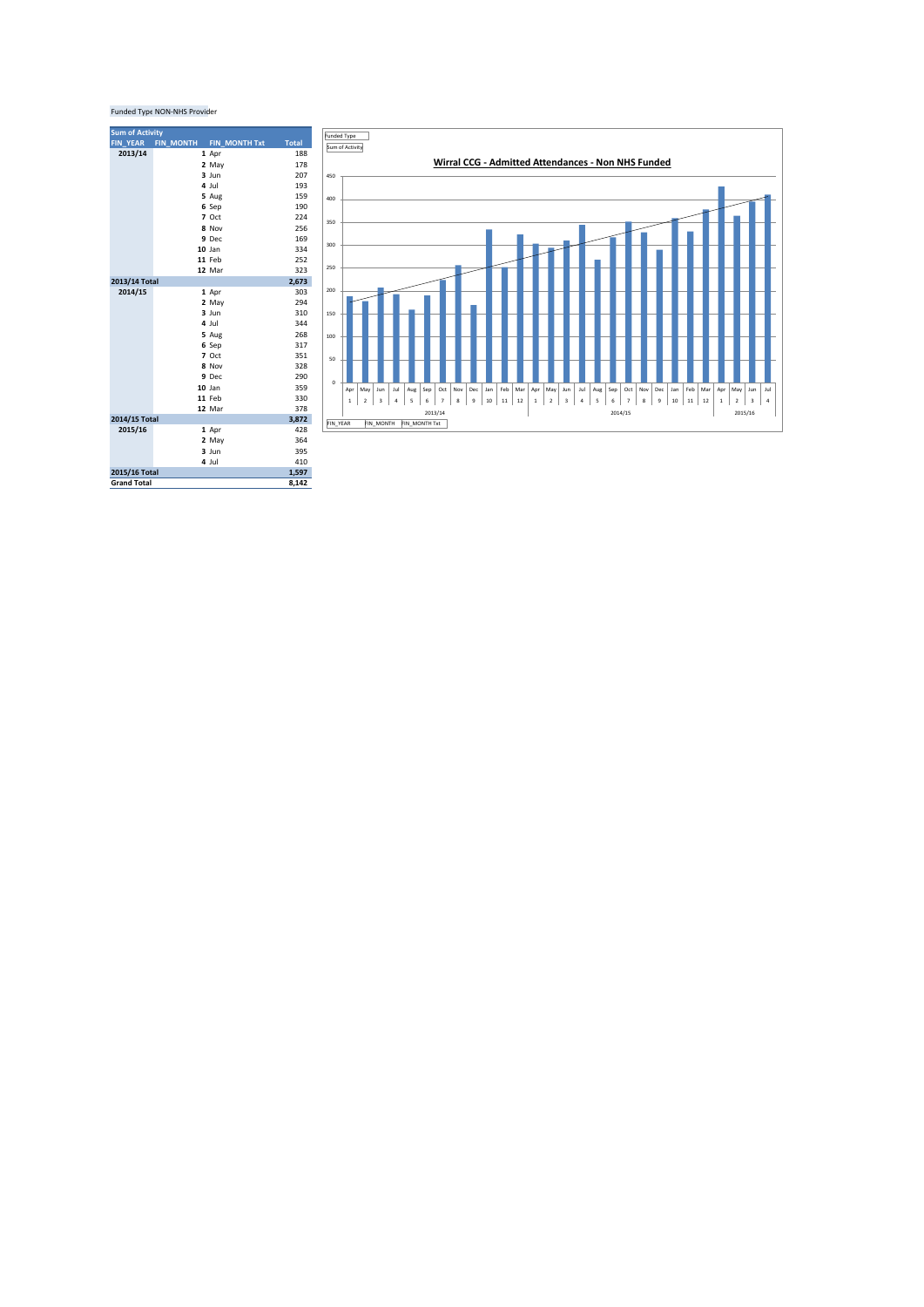Funded Type NON-NHS Provider

| Sum of Activity | | | |
|---|---|---|---|
| FIN_YEAR | FIN_MONTH | FIN_MONTH Txt | Total |
| 2013/14 | 1 | Apr | 188 |
| | 2 | May | 178 |
| | 3 | Jun | 207 |
| | 4 | Jul | 193 |
| | 5 | Aug | 159 |
| | 6 | Sep | 190 |
| | 7 | Oct | 224 |
| | 8 | Nov | 256 |
| | 9 | Dec | 169 |
| | 10 | Jan | 334 |
| | 11 | Feb | 252 |
| | 12 | Mar | 323 |
| 2013/14 Total | | | 2,673 |
| 2014/15 | 1 | Apr | 303 |
| | 2 | May | 294 |
| | 3 | Jun | 310 |
| | 4 | Jul | 344 |
| | 5 | Aug | 268 |
| | 6 | Sep | 317 |
| | 7 | Oct | 351 |
| | 8 | Nov | 328 |
| | 9 | Dec | 290 |
| | 10 | Jan | 359 |
| | 11 | Feb | 330 |
| | 12 | Mar | 378 |
| 2014/15 Total | | | 3,872 |
| 2015/16 | 1 | Apr | 428 |
| | 2 | May | 364 |
| | 3 | Jun | 395 |
| | 4 | Jul | 410 |
| 2015/16 Total | | | 1,597 |
| Grand Total | | | 8,142 |

**Wirral CCG - Admitted Attendances - Non NHS Funded**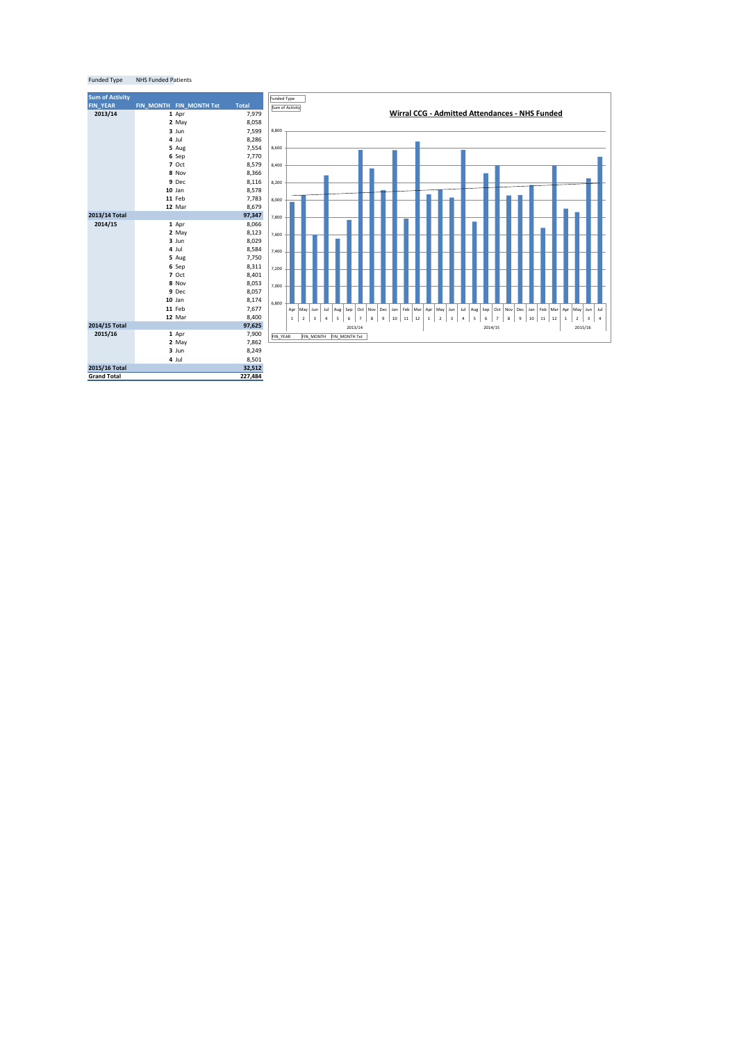| Funded Type | NHS Funded Patients | | |
|---|---|---|---|

| Sum of Activity | | | |
|---|---|---|---|
| FIN_YEAR | FIN_MONTH | FIN_MONTH Txt | Total |
| 2013/14 | 1 | Apr | 7,979 |
| | 2 | May | 8,058 |
| | 3 | Jun | 7,599 |
| | 4 | Jul | 8,286 |
| | 5 | Aug | 7,554 |
| | 6 | Sep | 7,770 |
| | 7 | Oct | 8,579 |
| | 8 | Nov | 8,366 |
| | 9 | Dec | 8,116 |
| | 10 | Jan | 8,578 |
| | 11 | Feb | 7,783 |
| | 12 | Mar | 8,679 |
| 2013/14 Total | | | 97,347 |
| 2014/15 | 1 | Apr | 8,066 |
| | 2 | May | 8,123 |
| | 3 | Jun | 8,029 |
| | 4 | Jul | 8,584 |
| | 5 | Aug | 7,750 |
| | 6 | Sep | 8,311 |
| | 7 | Oct | 8,401 |
| | 8 | Nov | 8,053 |
| | 9 | Dec | 8,057 |
| | 10 | Jan | 8,174 |
| | 11 | Feb | 7,677 |
| | 12 | Mar | 8,400 |
| 2014/15 Total | | | 97,625 |
| 2015/16 | 1 | Apr | 7,900 |
| | 2 | May | 7,862 |
| | 3 | Jun | 8,249 |
| | 4 | Jul | 8,501 |
| 2015/16 Total | | | 32,512 |
| Grand Total | | | 227,484 |

**Wirral CCG - Admitted Attendances - NHS Funded**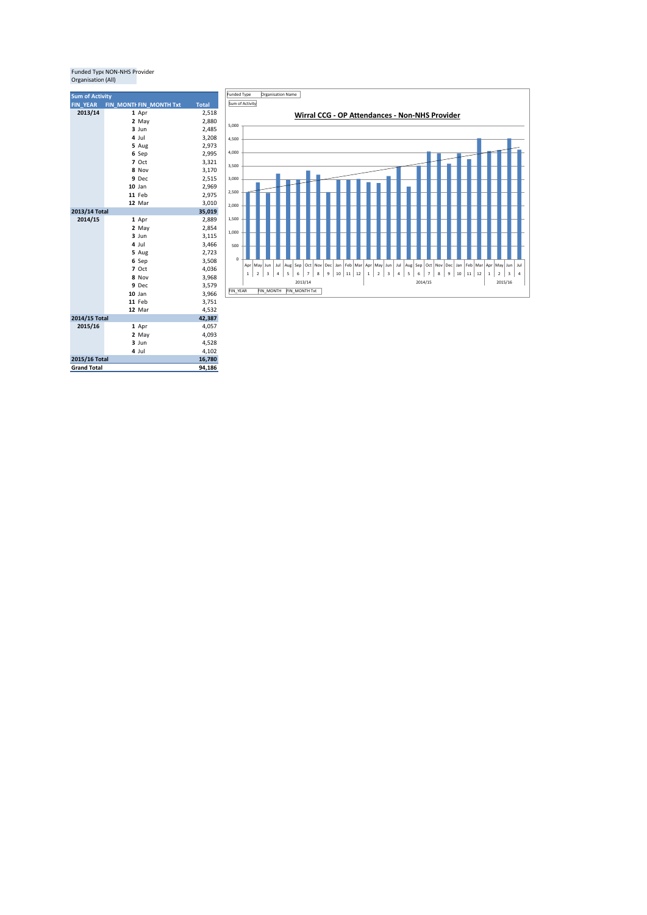Funded Type NON-NHS Provider
Organisation (All)

| Sum of Activity | | | |
|---|---|---|---|
| FIN_YEAR | FIN_MONTH | FIN_MONTH Txt | Total |
| 2013/14 | 1 | Apr | 2,518 |
| | 2 | May | 2,880 |
| | 3 | Jun | 2,485 |
| | 4 | Jul | 3,208 |
| | 5 | Aug | 2,973 |
| | 6 | Sep | 2,995 |
| | 7 | Oct | 3,321 |
| | 8 | Nov | 3,170 |
| | 9 | Dec | 2,515 |
| | 10 | Jan | 2,969 |
| | 11 | Feb | 2,975 |
| | 12 | Mar | 3,010 |
| 2013/14 Total | | | 35,019 |
| 2014/15 | 1 | Apr | 2,889 |
| | 2 | May | 2,854 |
| | 3 | Jun | 3,115 |
| | 4 | Jul | 3,466 |
| | 5 | Aug | 2,723 |
| | 6 | Sep | 3,508 |
| | 7 | Oct | 4,036 |
| | 8 | Nov | 3,968 |
| | 9 | Dec | 3,579 |
| | 10 | Jan | 3,966 |
| | 11 | Feb | 3,751 |
| | 12 | Mar | 4,532 |
| 2014/15 Total | | | 42,387 |
| 2015/16 | 1 | Apr | 4,057 |
| | 2 | May | 4,093 |
| | 3 | Jun | 4,528 |
| | 4 | Jul | 4,102 |
| 2015/16 Total | | | 16,780 |
| Grand Total | | | 94,186 |

Funded Type | Organisation Name
Sum of Activity

**Wirral CCG - OP Attendances - Non-NHS Provider**

FIN_YEAR | FIN_MONTH | FIN_MONTH Txt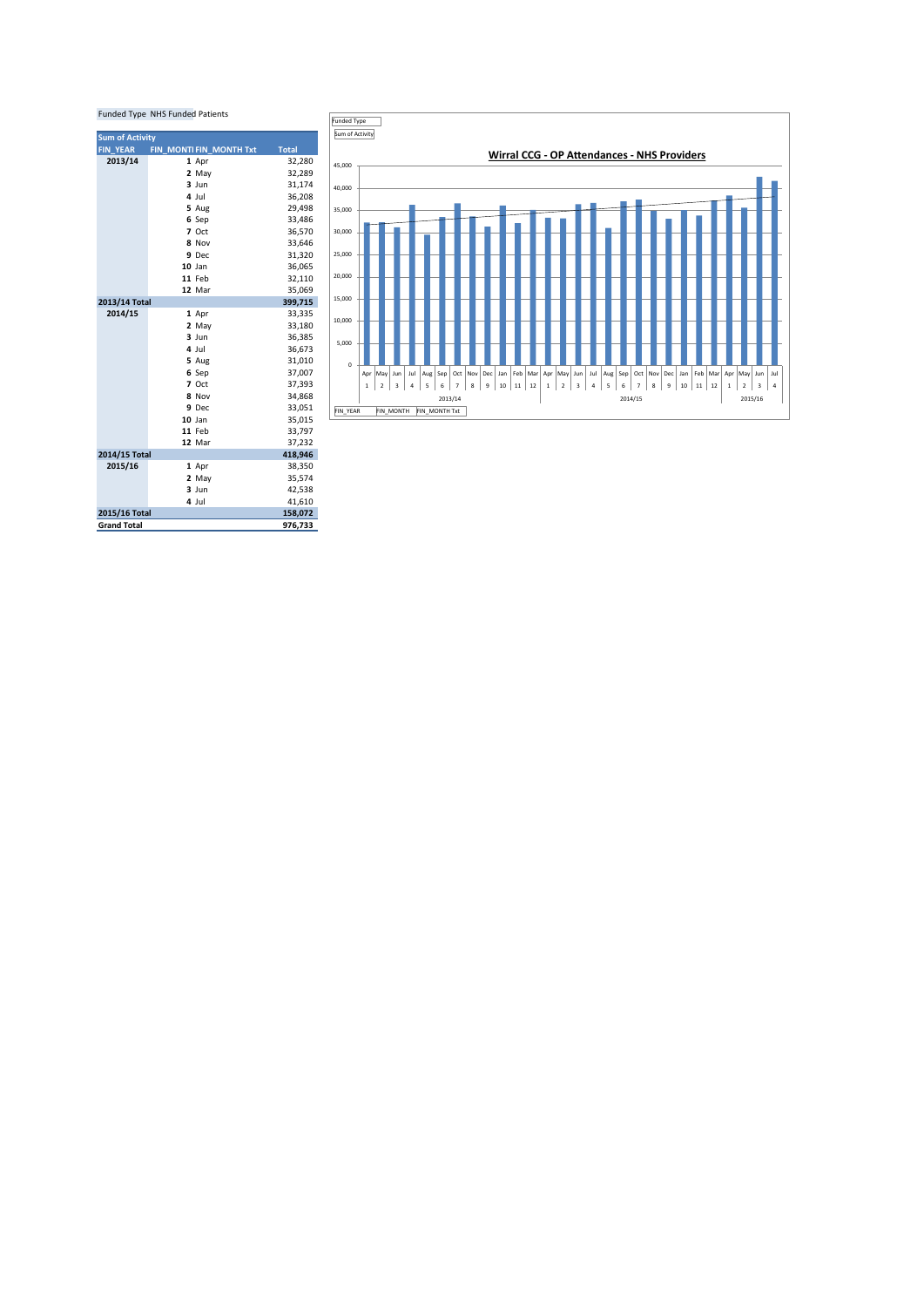Funded Type NHS Funded Patients

| Sum of Activity | | | |
|---|---|---|---|
| FIN_YEAR | FIN_MONTI | FIN_MONTH Txt | Total |
| 2013/14 | 1 | Apr | 32,280 |
| | 2 | May | 32,289 |
| | 3 | Jun | 31,174 |
| | 4 | Jul | 36,208 |
| | 5 | Aug | 29,498 |
| | 6 | Sep | 33,486 |
| | 7 | Oct | 36,570 |
| | 8 | Nov | 33,646 |
| | 9 | Dec | 31,320 |
| | 10 | Jan | 36,065 |
| | 11 | Feb | 32,110 |
| | 12 | Mar | 35,069 |
| 2013/14 Total | | | 399,715 |
| 2014/15 | 1 | Apr | 33,335 |
| | 2 | May | 33,180 |
| | 3 | Jun | 36,385 |
| | 4 | Jul | 36,673 |
| | 5 | Aug | 31,010 |
| | 6 | Sep | 37,007 |
| | 7 | Oct | 37,393 |
| | 8 | Nov | 34,868 |
| | 9 | Dec | 33,051 |
| | 10 | Jan | 35,015 |
| | 11 | Feb | 33,797 |
| | 12 | Mar | 37,232 |
| 2014/15 Total | | | 418,946 |
| 2015/16 | 1 | Apr | 38,350 |
| | 2 | May | 35,574 |
| | 3 | Jun | 42,538 |
| | 4 | Jul | 41,610 |
| 2015/16 Total | | | 158,072 |
| Grand Total | | | 976,733 |

Funded Type

Sum of Activity

## Wirral CCG - OP Attendances - NHS Providers

FIN_YEAR FIN_MONTH FIN_MONTH Txt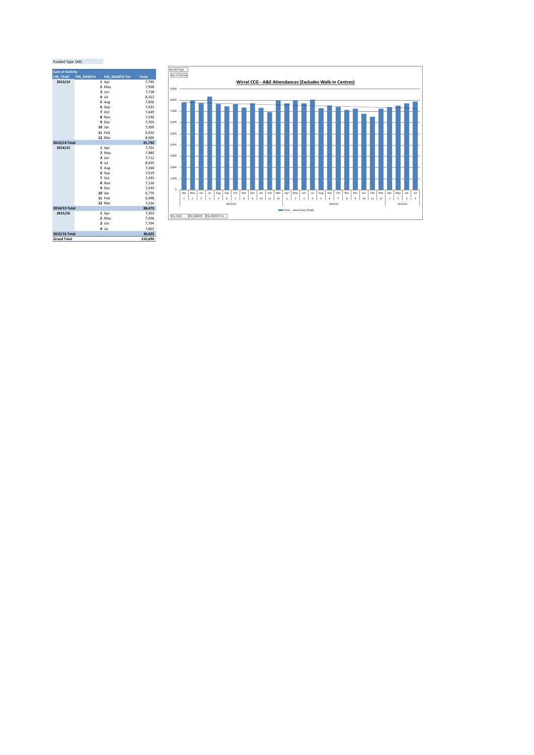Funded Type (All)

| Sum of Activity | | | |
|---|---|---|---|
| FIN_YEAR | FIN_MONTH | FIN_MONTH Txt | Total |
| 2013/14 | 1 | Apr | 7,790 |
| | 2 | May | 7,958 |
| | 3 | Jun | 7,718 |
| | 4 | Jul | 8,312 |
| | 5 | Aug | 7,656 |
| | 6 | Sep | 7,433 |
| | 7 | Oct | 7,649 |
| | 8 | Nov | 7,330 |
| | 9 | Dec | 7,705 |
| | 10 | Jan | 7,309 |
| | 11 | Feb | 6,932 |
| | 12 | Mar | 8,000 |
| 2013/14 Total | | | 91,792 |
| 2014/15 | 1 | Apr | 7,701 |
| | 2 | May | 7,980 |
| | 3 | Jun | 7,712 |
| | 4 | Jul | 8,035 |
| | 5 | Aug | 7,266 |
| | 6 | Sep | 7,519 |
| | 7 | Oct | 7,393 |
| | 8 | Nov | 7,126 |
| | 9 | Dec | 7,243 |
| | 10 | Jan | 6,774 |
| | 11 | Feb | 6,498 |
| | 12 | Mar | 7,226 |
| 2014/15 Total | | | 88,473 |
| 2015/16 | 1 | Apr | 7,353 |
| | 2 | May | 7,506 |
| | 3 | Jun | 7,704 |
| | 4 | Jul | 7,862 |
| 2015/16 Total | | | 30,425 |
| Grand Total | | | 210,690 |

Funded Type

Sum of Activity

**Wirral CCG - A&E Attendances (Excludes Walk-in Centres)**

Total — Linear (Total)

FIN_YEAR FIN_MONTH FIN_MONTH Txt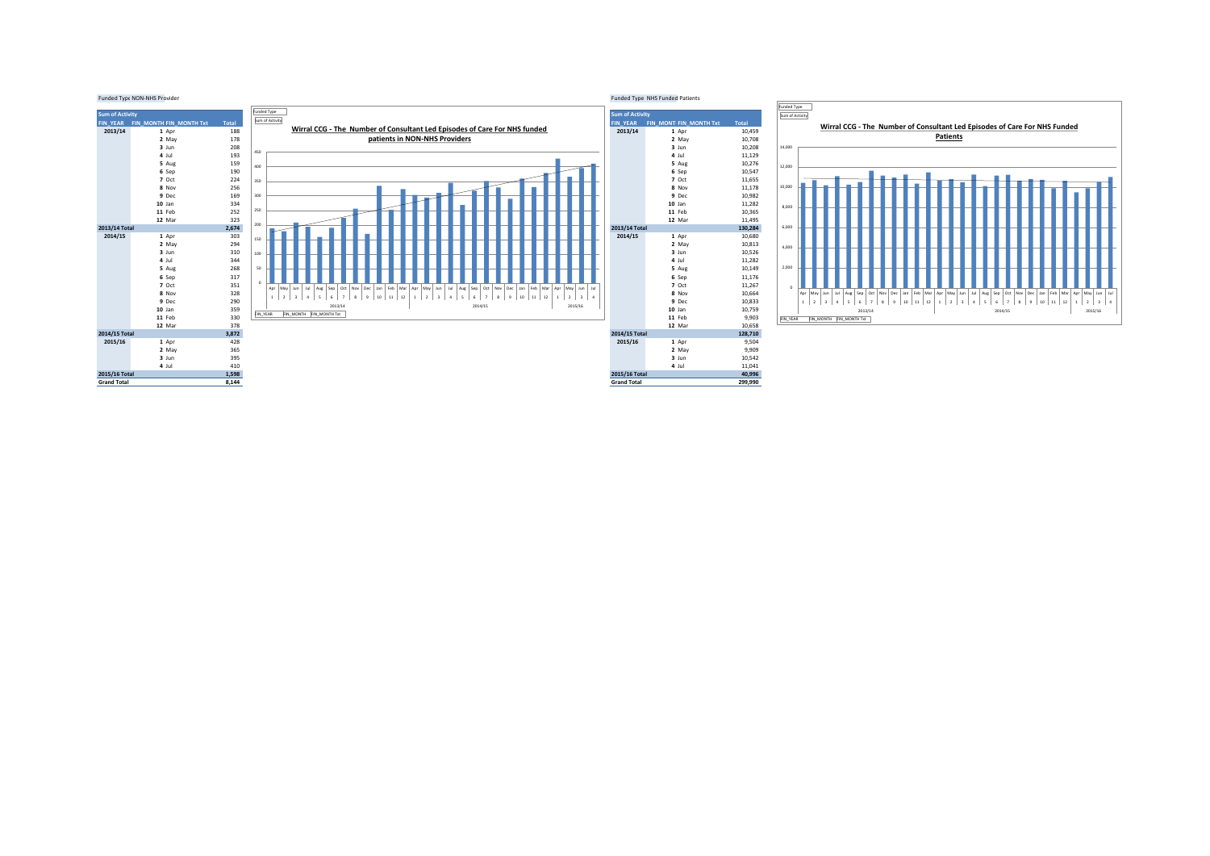Funded Type NON-NHS Provider

| Sum of Activity | | |
|---|---|---|
| FIN_YEAR | FIN_MONTH FIN_MONTH Txt | Total |
| 2013/14 | 1 Apr | 188 |
| | 2 May | 178 |
| | 3 Jun | 208 |
| | 4 Jul | 193 |
| | 5 Aug | 159 |
| | 6 Sep | 190 |
| | 7 Oct | 224 |
| | 8 Nov | 256 |
| | 9 Dec | 169 |
| | 10 Jan | 334 |
| | 11 Feb | 252 |
| | 12 Mar | 323 |
| 2013/14 Total | | 2,674 |
| 2014/15 | 1 Apr | 303 |
| | 2 May | 294 |
| | 3 Jun | 310 |
| | 4 Jul | 344 |
| | 5 Aug | 268 |
| | 6 Sep | 317 |
| | 7 Oct | 351 |
| | 8 Nov | 328 |
| | 9 Dec | 290 |
| | 10 Jan | 359 |
| | 11 Feb | 330 |
| | 12 Mar | 378 |
| 2014/15 Total | | 3,872 |
| 2015/16 | 1 Apr | 428 |
| | 2 May | 365 |
| | 3 Jun | 395 |
| | 4 Jul | 410 |
| 2015/16 Total | | 1,598 |
| Grand Total | | 8,144 |

Funded Type

Sum of Activity

**Wirral CCG - The Number of Consultant Led Episodes of Care For NHS funded patients in NON-NHS Providers**

450
400
350
300
250
200
150
100
50
0

Apr May Jun Jul Aug Sep Oct Nov Dec Jan Feb Mar Apr May Jun Jul Aug Sep Oct Nov Dec Jan Feb Mar Apr May Jun Jul

1 2 3 4 5 6 7 8 9 10 11 12 1 2 3 4 5 6 7 8 9 10 11 12 1 2 3 4

2013/14 2014/15 2015/16

FIN_YEAR FIN_MONTH FIN_MONTH Txt

Funded Type NHS Funded Patients

| Sum of Activity | | |
|---|---|---|
| FIN_YEAR | FIN_MONT FIN_MONTH Txt | Total |
| 2013/14 | 1 Apr | 10,459 |
| | 2 May | 10,708 |
| | 3 Jun | 10,208 |
| | 4 Jul | 11,129 |
| | 5 Aug | 10,276 |
| | 6 Sep | 10,547 |
| | 7 Oct | 11,655 |
| | 8 Nov | 11,178 |
| | 9 Dec | 10,982 |
| | 10 Jan | 11,282 |
| | 11 Feb | 10,365 |
| | 12 Mar | 11,495 |
| 2013/14 Total | | 130,284 |
| 2014/15 | 1 Apr | 10,680 |
| | 2 May | 10,813 |
| | 3 Jun | 10,526 |
| | 4 Jul | 11,282 |
| | 5 Aug | 10,149 |
| | 6 Sep | 11,176 |
| | 7 Oct | 11,267 |
| | 8 Nov | 10,664 |
| | 9 Dec | 10,833 |
| | 10 Jan | 10,759 |
| | 11 Feb | 9,903 |
| | 12 Mar | 10,658 |
| 2014/15 Total | | 128,710 |
| 2015/16 | 1 Apr | 9,504 |
| | 2 May | 9,909 |
| | 3 Jun | 10,542 |
| | 4 Jul | 11,041 |
| 2015/16 Total | | 40,996 |
| Grand Total | | 299,990 |

Funded Type

Sum of Activity

**Wirral CCG - The Number of Consultant Led Episodes of Care For NHS Funded Patients**

14,000
12,000
10,000
8,000
6,000
4,000
2,000
0

Apr May Jun Jul Aug Sep Oct Nov Dec Jan Feb Mar Apr May Jun Jul Aug Sep Oct Nov Dec Jan Feb Mar Apr May Jun Jul

1 2 3 4 5 6 7 8 9 10 11 12 1 2 3 4 5 6 7 8 9 10 11 12 1 2 3 4

2013/14 2014/15 2015/16

FIN_YEAR FIN_MONTH FIN_MONTH Txt